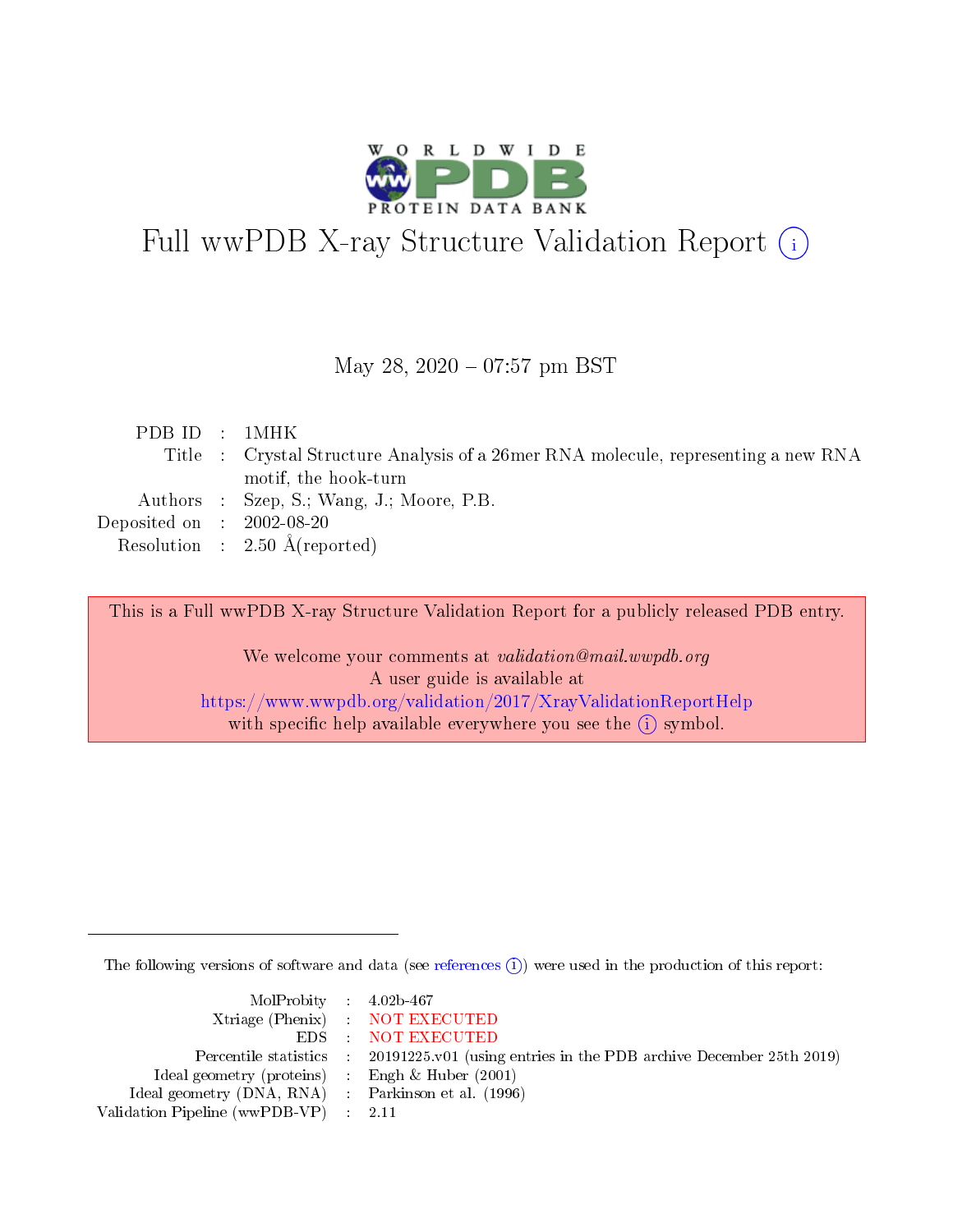# Full wwPDB X-ray Structure Validation Report ⓘ

May 28, 2020 – 07:57 pm BST

| | | |
|---|---|---|
| PDB ID | : | 1MHK |
| Title | : | Crystal Structure Analysis of a 26mer RNA molecule, representing a new RNA motif, the hook-turn |
| Authors | : | Szep, S.; Wang, J.; Moore, P.B. |
| Deposited on | : | 2002-08-20 |
| Resolution | : | 2.50 Å(reported) |

This is a Full wwPDB X-ray Structure Validation Report for a publicly released PDB entry.

We welcome your comments at *validation@mail.wwpdb.org*
A user guide is available at
https://www.wwpdb.org/validation/2017/XrayValidationReportHelp
with specific help available everywhere you see the ⓘ symbol.

The following versions of software and data (see references ⓘ) were used in the production of this report:

| | | |
|---|---|---|
| MolProbity | : | 4.02b-467 |
| Xtriage (Phenix) | : | NOT EXECUTED |
| EDS | : | NOT EXECUTED |
| Percentile statistics | : | 20191225.v01 (using entries in the PDB archive December 25th 2019) |
| Ideal geometry (proteins) | : | Engh & Huber (2001) |
| Ideal geometry (DNA, RNA) | : | Parkinson et al. (1996) |
| Validation Pipeline (wwPDB-VP) | : | 2.11 |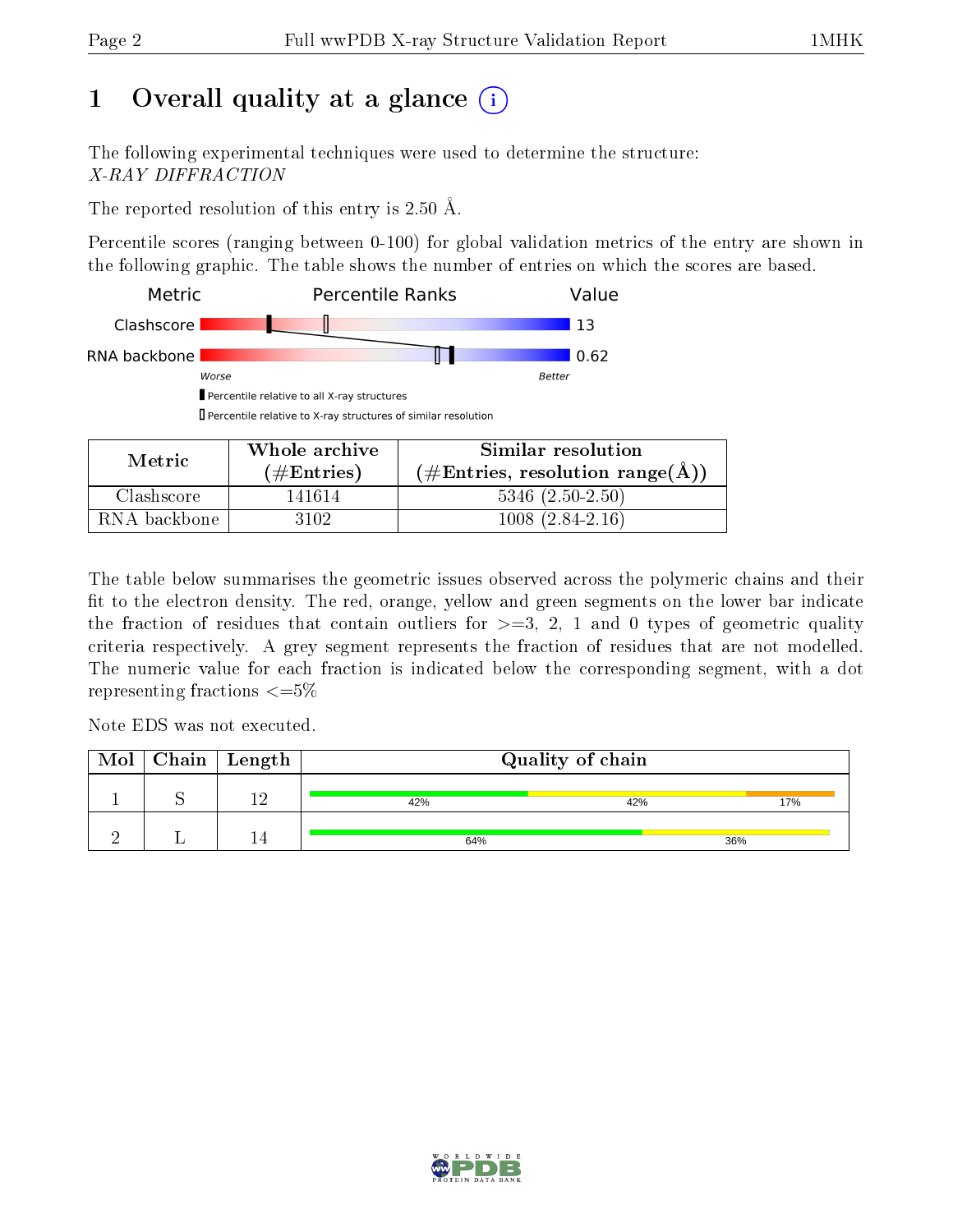# 1 Overall quality at a glance (i)

The following experimental techniques were used to determine the structure:
*X-RAY DIFFRACTION*

The reported resolution of this entry is 2.50 Å.

Percentile scores (ranging between 0-100) for global validation metrics of the entry are shown in the following graphic. The table shows the number of entries on which the scores are based.

| Metric | Percentile Ranks | Value |
|---|---|---|
| Clashscore | | 13 |
| RNA backbone | | 0.62 |

Worse — Better

▮ Percentile relative to all X-ray structures
▯ Percentile relative to X-ray structures of similar resolution

| Metric | Whole archive (#Entries) | Similar resolution (#Entries, resolution range(Å)) |
|---|---|---|
| Clashscore | 141614 | 5346 (2.50-2.50) |
| RNA backbone | 3102 | 1008 (2.84-2.16) |

The table below summarises the geometric issues observed across the polymeric chains and their fit to the electron density. The red, orange, yellow and green segments on the lower bar indicate the fraction of residues that contain outliers for >=3, 2, 1 and 0 types of geometric quality criteria respectively. A grey segment represents the fraction of residues that are not modelled. The numeric value for each fraction is indicated below the corresponding segment, with a dot representing fractions <=5%

Note EDS was not executed.

| Mol | Chain | Length | Quality of chain |
|---|---|---|---|
| 1 | S | 12 | 42% 42% 17% |
| 2 | L | 14 | 64% 36% |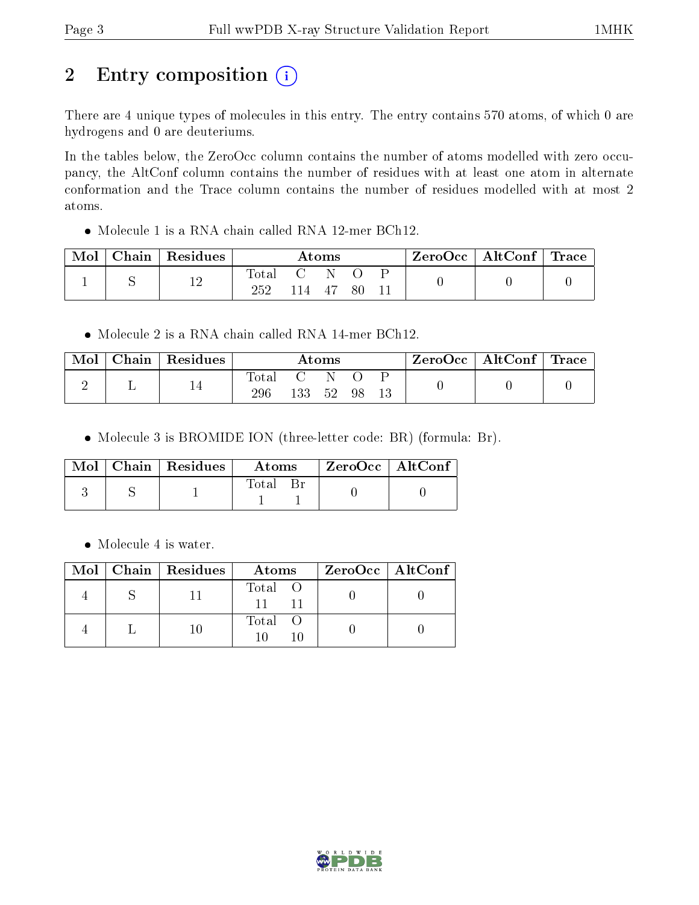# 2 Entry composition (i)

There are 4 unique types of molecules in this entry. The entry contains 570 atoms, of which 0 are hydrogens and 0 are deuteriums.

In the tables below, the ZeroOcc column contains the number of atoms modelled with zero occupancy, the AltConf column contains the number of residues with at least one atom in alternate conformation and the Trace column contains the number of residues modelled with at most 2 atoms.

- Molecule 1 is a RNA chain called RNA 12-mer BCh12.

| Mol | Chain | Residues | Atoms | | | | | ZeroOcc | AltConf | Trace |
|---|---|---|---|---|---|---|---|---|---|---|
| 1 | S | 12 | Total 252 | C 114 | N 47 | O 80 | P 11 | 0 | 0 | 0 |

- Molecule 2 is a RNA chain called RNA 14-mer BCh12.

| Mol | Chain | Residues | Atoms | | | | | ZeroOcc | AltConf | Trace |
|---|---|---|---|---|---|---|---|---|---|---|
| 2 | L | 14 | Total 296 | C 133 | N 52 | O 98 | P 13 | 0 | 0 | 0 |

- Molecule 3 is BROMIDE ION (three-letter code: BR) (formula: Br).

| Mol | Chain | Residues | Atoms | | ZeroOcc | AltConf |
|---|---|---|---|---|---|---|
| 3 | S | 1 | Total 1 | Br 1 | 0 | 0 |

- Molecule 4 is water.

| Mol | Chain | Residues | Atoms | | ZeroOcc | AltConf |
|---|---|---|---|---|---|---|
| 4 | S | 11 | Total 11 | O 11 | 0 | 0 |
| 4 | L | 10 | Total 10 | O 10 | 0 | 0 |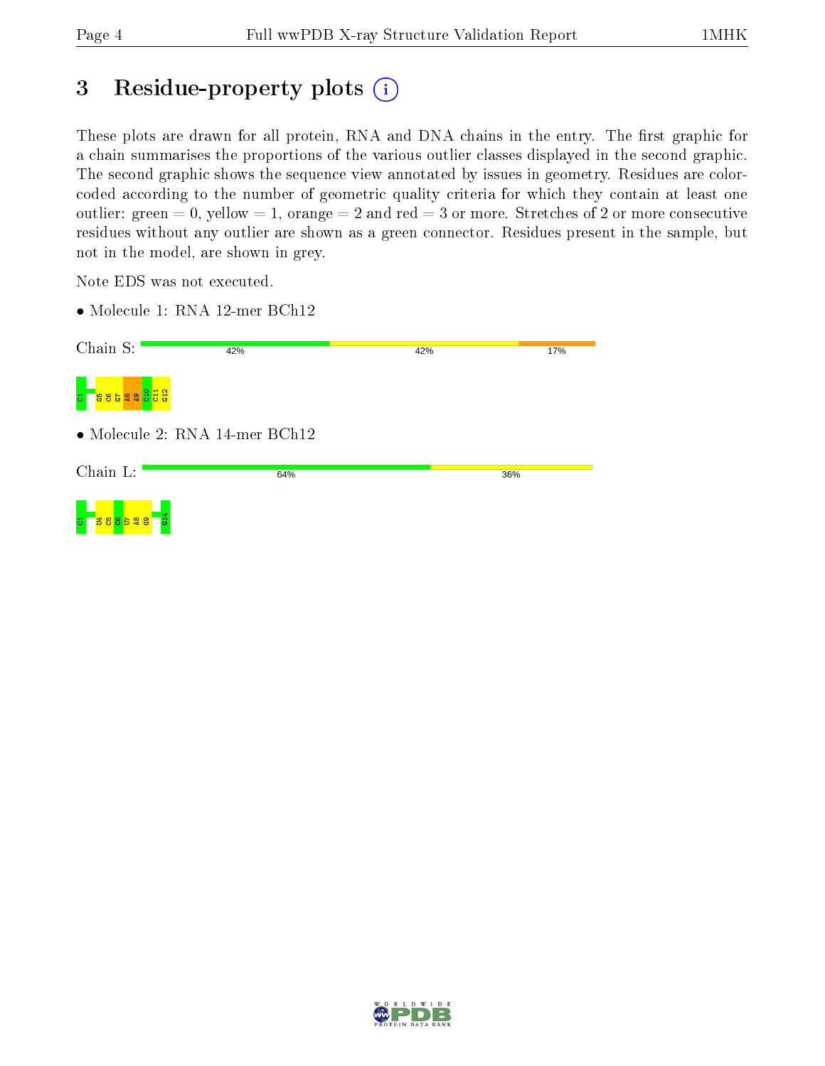# 3 Residue-property plots (i)

These plots are drawn for all protein, RNA and DNA chains in the entry. The first graphic for a chain summarises the proportions of the various outlier classes displayed in the second graphic. The second graphic shows the sequence view annotated by issues in geometry. Residues are color-coded according to the number of geometric quality criteria for which they contain at least one outlier: green = 0, yellow = 1, orange = 2 and red = 3 or more. Stretches of 2 or more consecutive residues without any outlier are shown as a green connector. Residues present in the sample, but not in the model, are shown in grey.

Note EDS was not executed.

- Molecule 1: RNA 12-mer BCh12

Chain S: 42% | 42% | 17%

C1 G5 C6 G7 A8 A9 C10 C11 G12

- Molecule 2: RNA 14-mer BCh12

Chain L: 64% | 36%

C1 U4 C5 C6 U7 A8 G9 G14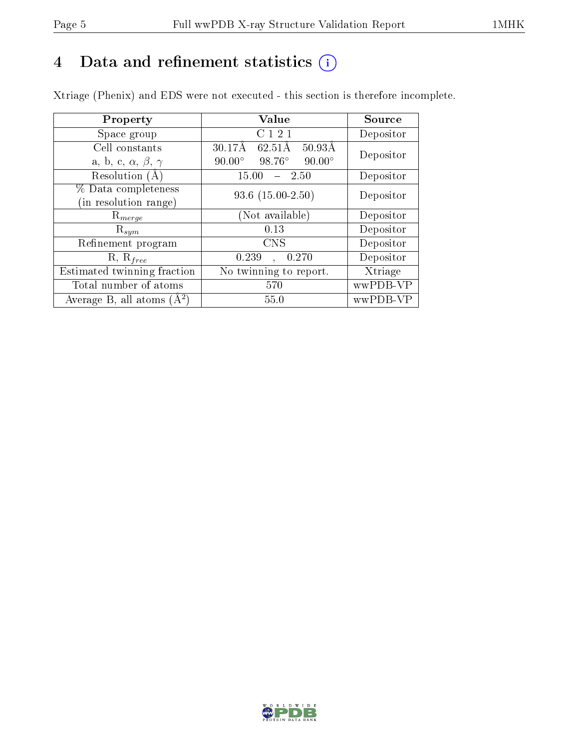# 4 Data and refinement statistics (i)

Xtriage (Phenix) and EDS were not executed - this section is therefore incomplete.

| Property | Value | Source |
|---|---|---|
| Space group | C 1 2 1 | Depositor |
| Cell constants<br>a, b, c, $\alpha$, $\beta$, $\gamma$ | 30.17Å 62.51Å 50.93Å<br>90.00° 98.76° 90.00° | Depositor |
| Resolution (Å) | 15.00 – 2.50 | Depositor |
| % Data completeness<br>(in resolution range) | 93.6 (15.00-2.50) | Depositor |
| $R_{merge}$ | (Not available) | Depositor |
| $R_{sym}$ | 0.13 | Depositor |
| Refinement program | CNS | Depositor |
| R, $R_{free}$ | 0.239 , 0.270 | Depositor |
| Estimated twinning fraction | No twinning to report. | Xtriage |
| Total number of atoms | 570 | wwPDB-VP |
| Average B, all atoms (Å$^2$) | 55.0 | wwPDB-VP |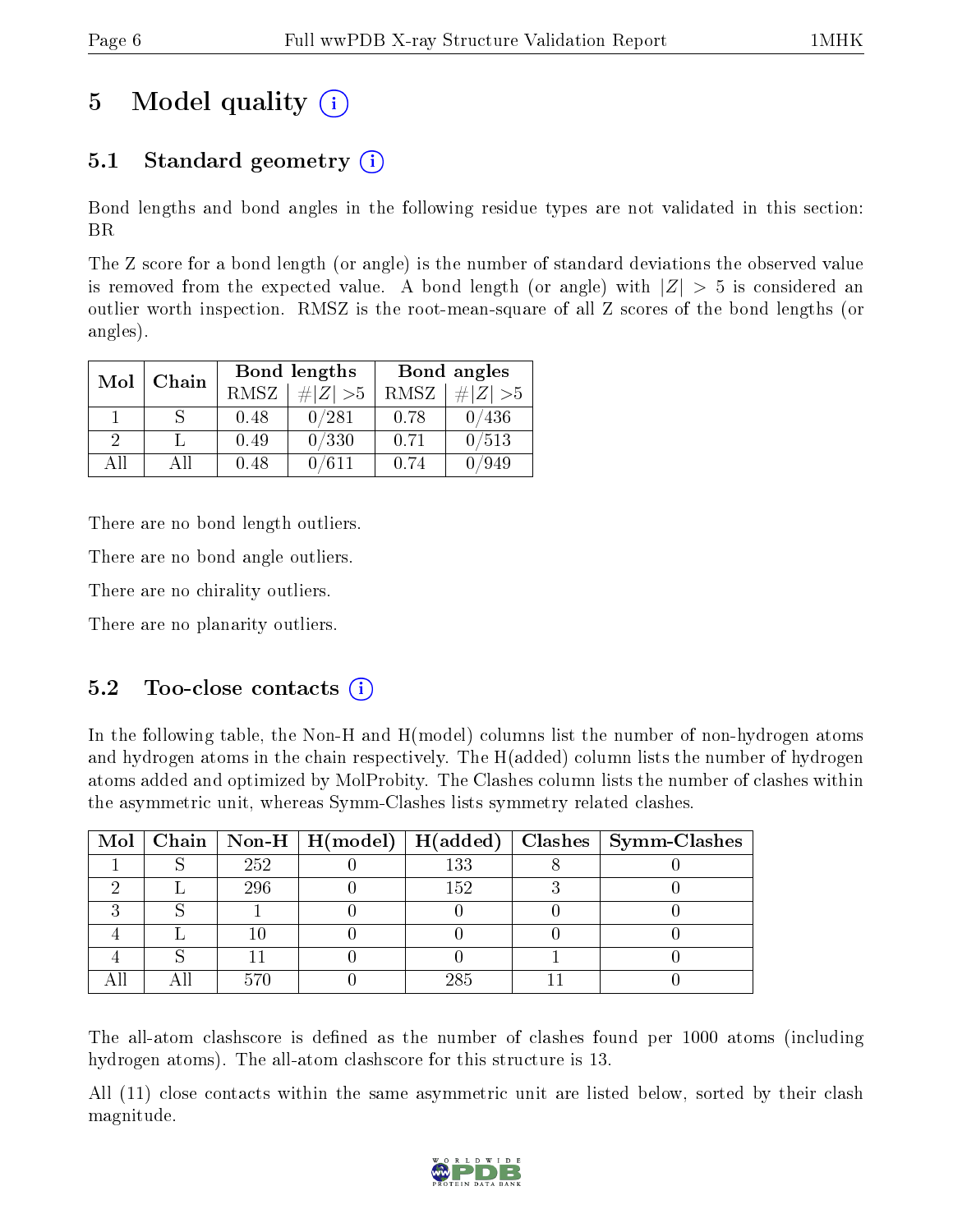# 5 Model quality

## 5.1 Standard geometry

Bond lengths and bond angles in the following residue types are not validated in this section: BR

The Z score for a bond length (or angle) is the number of standard deviations the observed value is removed from the expected value. A bond length (or angle) with $|Z| > 5$ is considered an outlier worth inspection. RMSZ is the root-mean-square of all Z scores of the bond lengths (or angles).

| Mol | Chain | Bond lengths | | Bond angles | |
|---|---|---|---|---|---|
| | | RMSZ | $\#\|Z\| > 5$ | RMSZ | $\#\|Z\| > 5$ |
| 1 | S | 0.48 | 0/281 | 0.78 | 0/436 |
| 2 | L | 0.49 | 0/330 | 0.71 | 0/513 |
| All | All | 0.48 | 0/611 | 0.74 | 0/949 |

There are no bond length outliers.

There are no bond angle outliers.

There are no chirality outliers.

There are no planarity outliers.

## 5.2 Too-close contacts

In the following table, the Non-H and H(model) columns list the number of non-hydrogen atoms and hydrogen atoms in the chain respectively. The H(added) column lists the number of hydrogen atoms added and optimized by MolProbity. The Clashes column lists the number of clashes within the asymmetric unit, whereas Symm-Clashes lists symmetry related clashes.

| Mol | Chain | Non-H | H(model) | H(added) | Clashes | Symm-Clashes |
|---|---|---|---|---|---|---|
| 1 | S | 252 | 0 | 133 | 8 | 0 |
| 2 | L | 296 | 0 | 152 | 3 | 0 |
| 3 | S | 1 | 0 | 0 | 0 | 0 |
| 4 | L | 10 | 0 | 0 | 0 | 0 |
| 4 | S | 11 | 0 | 0 | 1 | 0 |
| All | All | 570 | 0 | 285 | 11 | 0 |

The all-atom clashscore is defined as the number of clashes found per 1000 atoms (including hydrogen atoms). The all-atom clashscore for this structure is 13.

All (11) close contacts within the same asymmetric unit are listed below, sorted by their clash magnitude.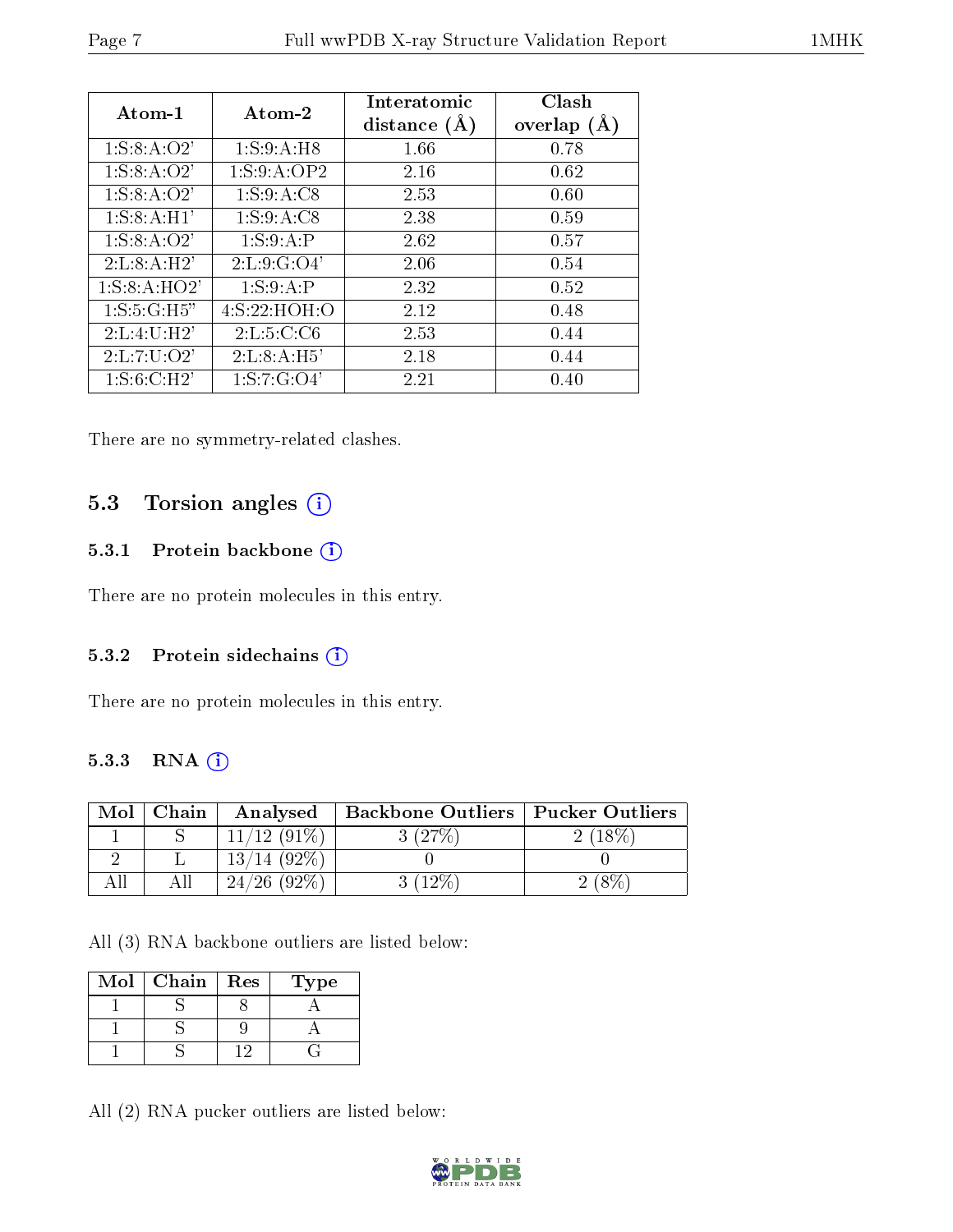| Atom-1 | Atom-2 | Interatomic distance (Å) | Clash overlap (Å) |
|---|---|---|---|
| 1:S:8:A:O2' | 1:S:9:A:H8 | 1.66 | 0.78 |
| 1:S:8:A:O2' | 1:S:9:A:OP2 | 2.16 | 0.62 |
| 1:S:8:A:O2' | 1:S:9:A:C8 | 2.53 | 0.60 |
| 1:S:8:A:H1' | 1:S:9:A:C8 | 2.38 | 0.59 |
| 1:S:8:A:O2' | 1:S:9:A:P | 2.62 | 0.57 |
| 2:L:8:A:H2' | 2:L:9:G:O4' | 2.06 | 0.54 |
| 1:S:8:A:HO2' | 1:S:9:A:P | 2.32 | 0.52 |
| 1:S:5:G:H5" | 4:S:22:HOH:O | 2.12 | 0.48 |
| 2:L:4:U:H2' | 2:L:5:C:C6 | 2.53 | 0.44 |
| 2:L:7:U:O2' | 2:L:8:A:H5' | 2.18 | 0.44 |
| 1:S:6:C:H2' | 1:S:7:G:O4' | 2.21 | 0.40 |

There are no symmetry-related clashes.

## 5.3 Torsion angles

### 5.3.1 Protein backbone

There are no protein molecules in this entry.

### 5.3.2 Protein sidechains

There are no protein molecules in this entry.

### 5.3.3 RNA

| Mol | Chain | Analysed | Backbone Outliers | Pucker Outliers |
|---|---|---|---|---|
| 1 | S | 11/12 (91%) | 3 (27%) | 2 (18%) |
| 2 | L | 13/14 (92%) | 0 | 0 |
| All | All | 24/26 (92%) | 3 (12%) | 2 (8%) |

All (3) RNA backbone outliers are listed below:

| Mol | Chain | Res | Type |
|---|---|---|---|
| 1 | S | 8 | A |
| 1 | S | 9 | A |
| 1 | S | 12 | G |

All (2) RNA pucker outliers are listed below: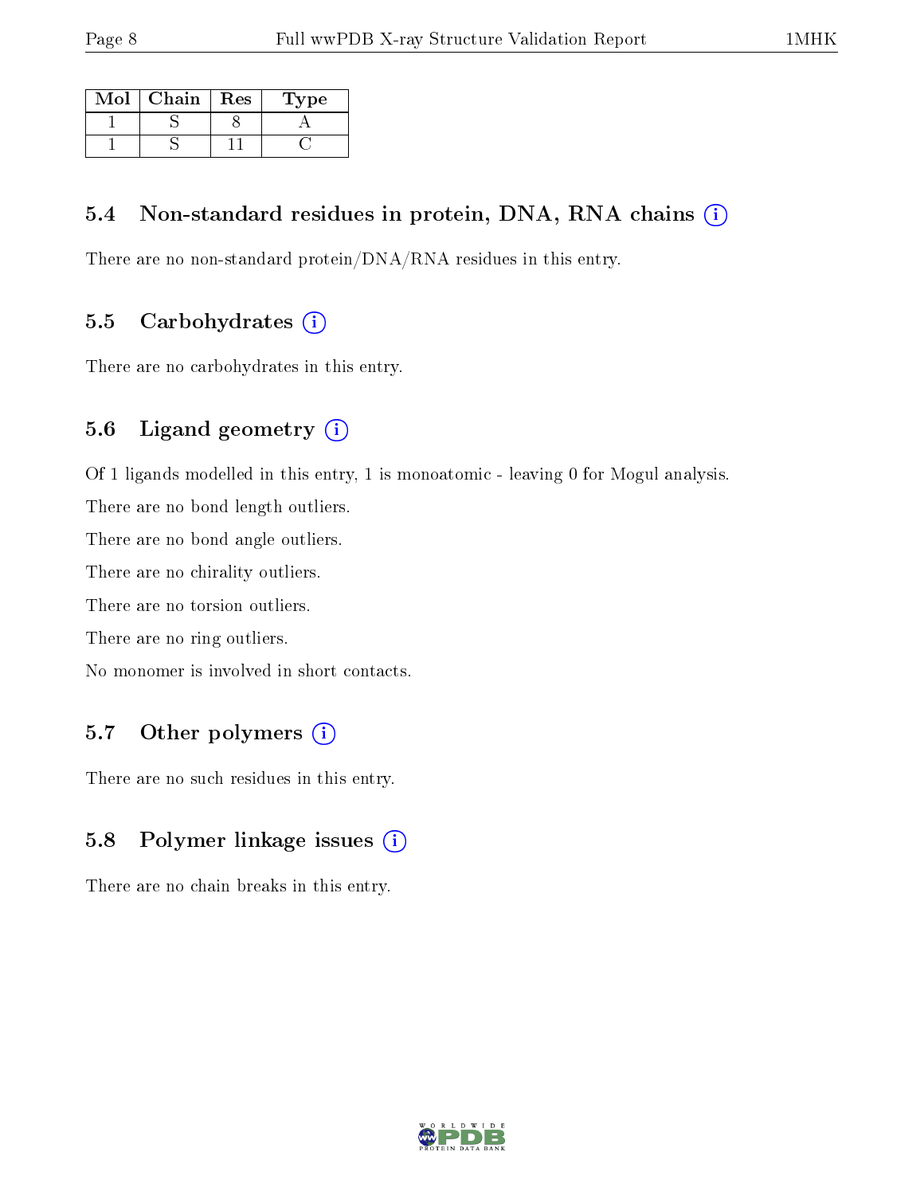| Mol | Chain | Res | Type |
|---|---|---|---|
| 1 | S | 8 | A |
| 1 | S | 11 | C |

### 5.4 Non-standard residues in protein, DNA, RNA chains (i)

There are no non-standard protein/DNA/RNA residues in this entry.

### 5.5 Carbohydrates (i)

There are no carbohydrates in this entry.

### 5.6 Ligand geometry (i)

Of 1 ligands modelled in this entry, 1 is monoatomic - leaving 0 for Mogul analysis.

There are no bond length outliers.

There are no bond angle outliers.

There are no chirality outliers.

There are no torsion outliers.

There are no ring outliers.

No monomer is involved in short contacts.

### 5.7 Other polymers (i)

There are no such residues in this entry.

### 5.8 Polymer linkage issues (i)

There are no chain breaks in this entry.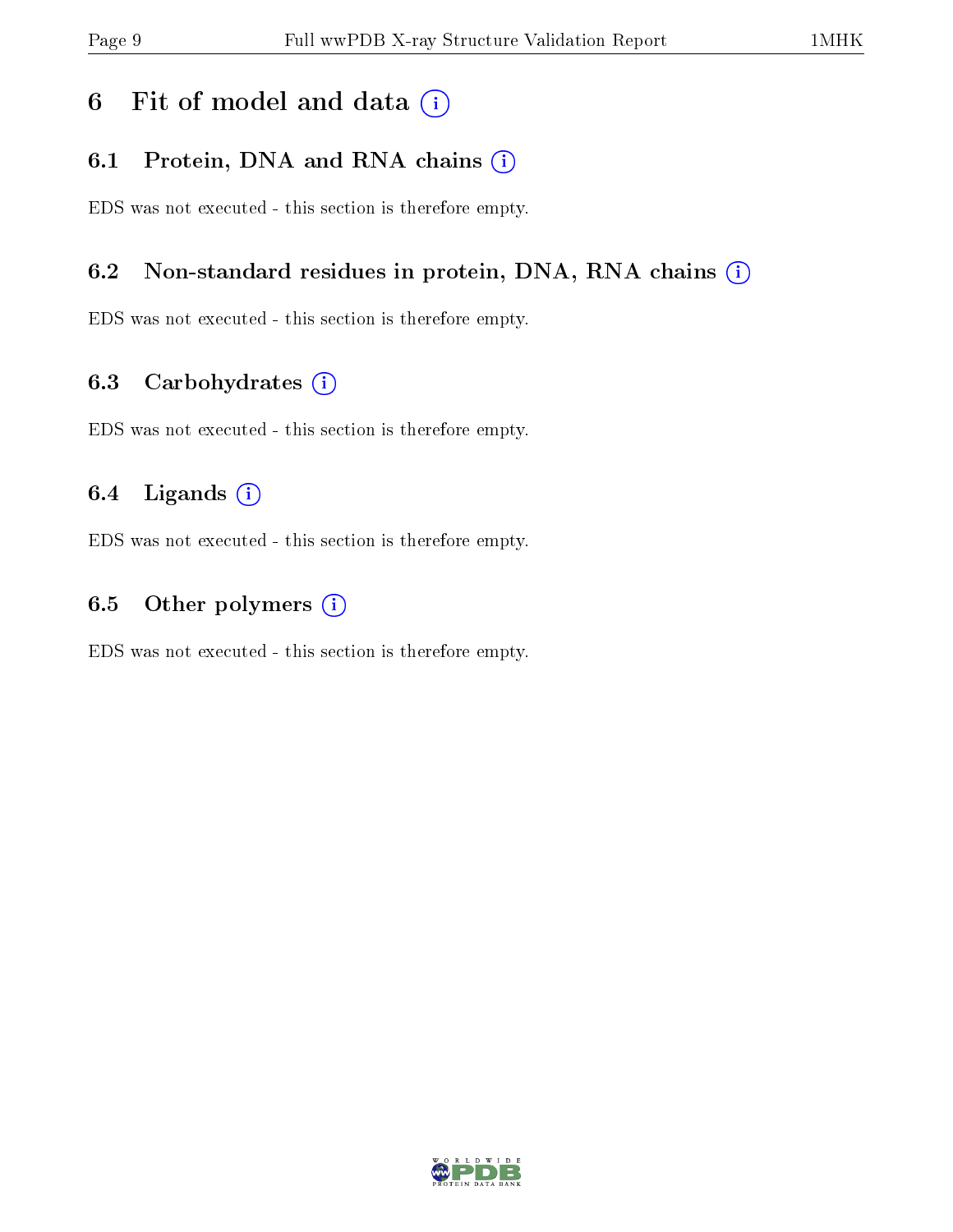# 6 Fit of model and data

## 6.1 Protein, DNA and RNA chains

EDS was not executed - this section is therefore empty.

## 6.2 Non-standard residues in protein, DNA, RNA chains

EDS was not executed - this section is therefore empty.

## 6.3 Carbohydrates

EDS was not executed - this section is therefore empty.

## 6.4 Ligands

EDS was not executed - this section is therefore empty.

## 6.5 Other polymers

EDS was not executed - this section is therefore empty.